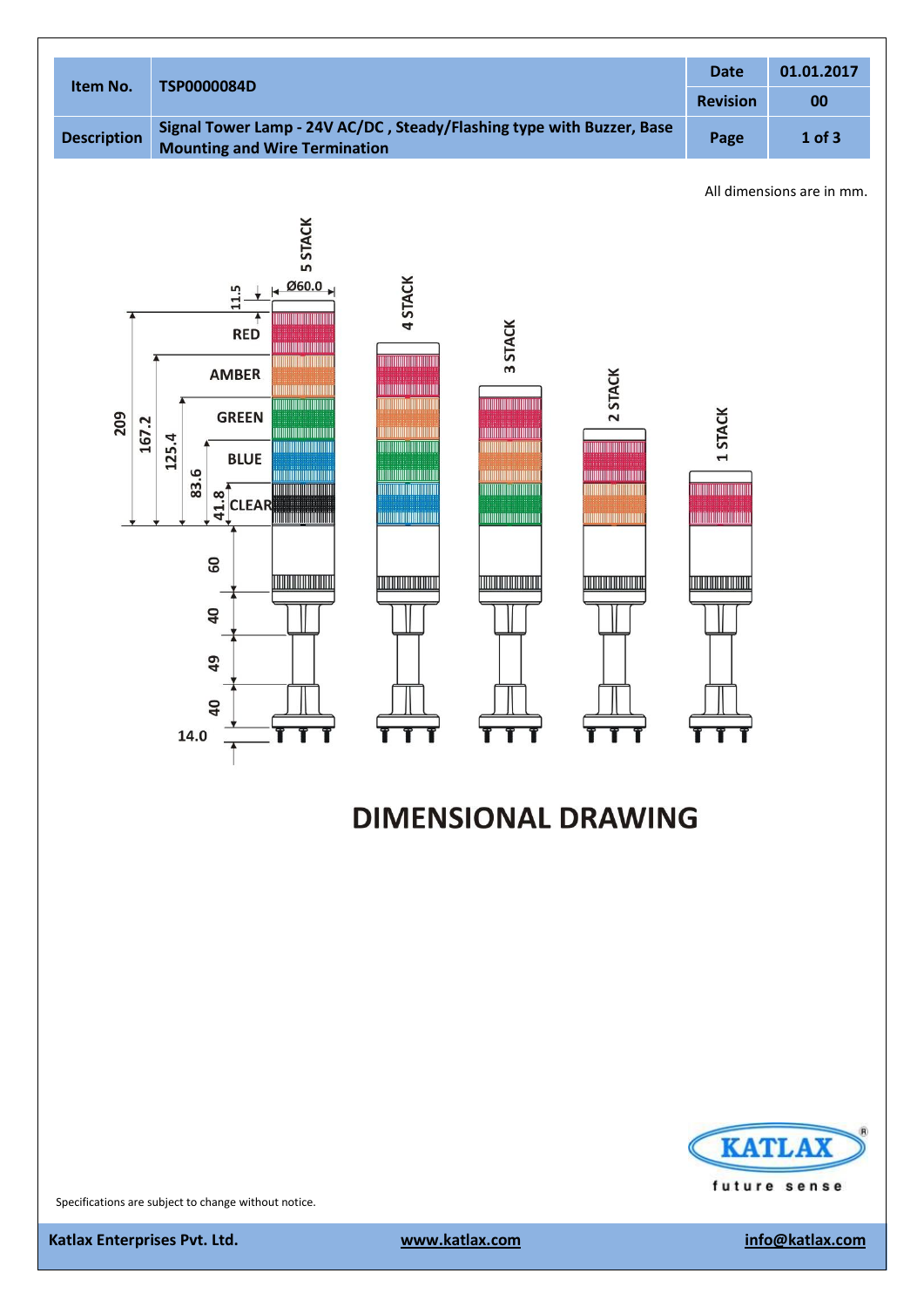| Item No. | TSP0000084D | Date | 01.01.2017 |
|---|---|---|---|
| | | Revision | 00 |
| Description | Signal Tower Lamp - 24V AC/DC , Steady/Flashing type with Buzzer, Base Mounting and Wire Termination | Page | 1 of 3 |

All dimensions are in mm.

5 STACK 4 STACK 3 STACK 2 STACK 1 STACK

Ø60.0 11.5

RED AMBER GREEN BLUE CLEAR

209 167.2 125.4 83.6 41.8

60 40 49 40 14.0

# DIMENSIONAL DRAWING

Specifications are subject to change without notice.

Katlax Enterprises Pvt. Ltd. www.katlax.com info@katlax.com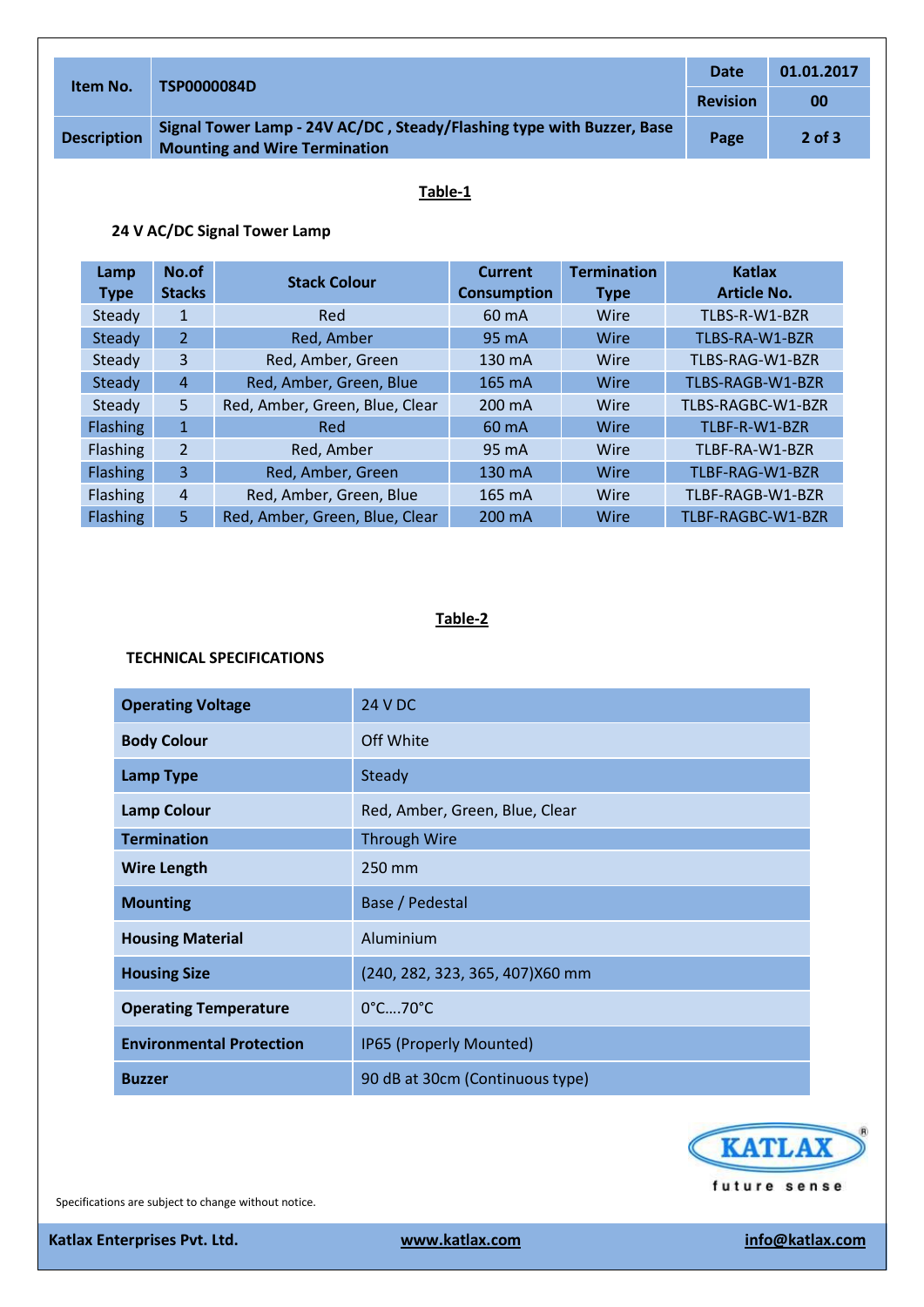| Item No. | TSP0000084D | Date | 01.01.2017 |
|---|---|---|---|
| | | Revision | 00 |
| Description | Signal Tower Lamp - 24V AC/DC , Steady/Flashing type with Buzzer, Base Mounting and Wire Termination | Page | 2 of 3 |

## Table-1

### 24 V AC/DC Signal Tower Lamp

| Lamp Type | No.of Stacks | Stack Colour | Current Consumption | Termination Type | Katlax Article No. |
|---|---|---|---|---|---|
| Steady | 1 | Red | 60 mA | Wire | TLBS-R-W1-BZR |
| Steady | 2 | Red, Amber | 95 mA | Wire | TLBS-RA-W1-BZR |
| Steady | 3 | Red, Amber, Green | 130 mA | Wire | TLBS-RAG-W1-BZR |
| Steady | 4 | Red, Amber, Green, Blue | 165 mA | Wire | TLBS-RAGB-W1-BZR |
| Steady | 5 | Red, Amber, Green, Blue, Clear | 200 mA | Wire | TLBS-RAGBC-W1-BZR |
| Flashing | 1 | Red | 60 mA | Wire | TLBF-R-W1-BZR |
| Flashing | 2 | Red, Amber | 95 mA | Wire | TLBF-RA-W1-BZR |
| Flashing | 3 | Red, Amber, Green | 130 mA | Wire | TLBF-RAG-W1-BZR |
| Flashing | 4 | Red, Amber, Green, Blue | 165 mA | Wire | TLBF-RAGB-W1-BZR |
| Flashing | 5 | Red, Amber, Green, Blue, Clear | 200 mA | Wire | TLBF-RAGBC-W1-BZR |

## Table-2

### TECHNICAL SPECIFICATIONS

| | |
|---|---|
| **Operating Voltage** | 24 V DC |
| **Body Colour** | Off White |
| **Lamp Type** | Steady |
| **Lamp Colour** | Red, Amber, Green, Blue, Clear |
| **Termination** | Through Wire |
| **Wire Length** | 250 mm |
| **Mounting** | Base / Pedestal |
| **Housing Material** | Aluminium |
| **Housing Size** | (240, 282, 323, 365, 407)X60 mm |
| **Operating Temperature** | 0°C….70°C |
| **Environmental Protection** | IP65 (Properly Mounted) |
| **Buzzer** | 90 dB at 30cm (Continuous type) |

KATLAX® future sense

Specifications are subject to change without notice.

**Katlax Enterprises Pvt. Ltd.** www.katlax.com info@katlax.com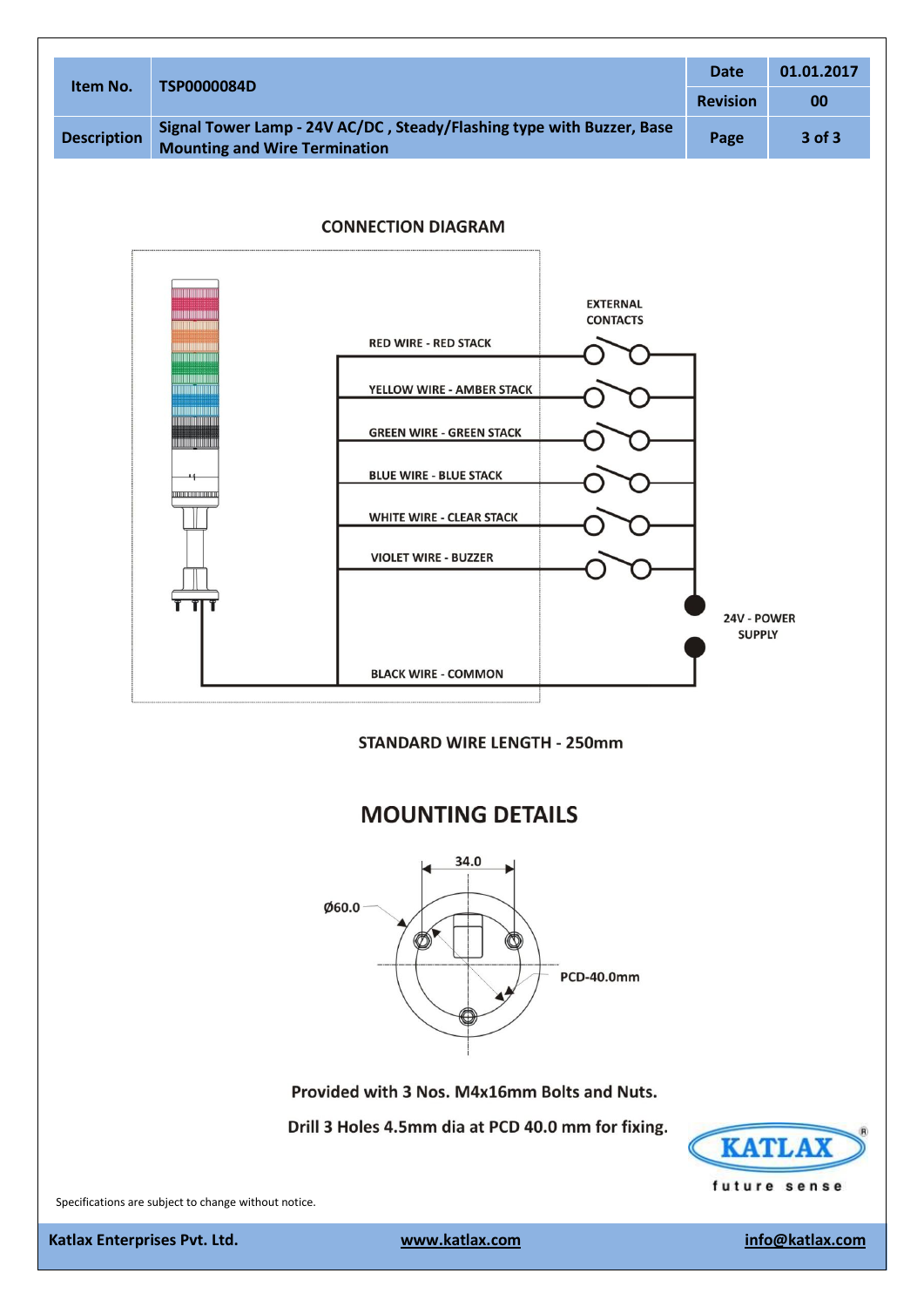| Item No. | TSP0000084D | Date | 01.01.2017 |
|---|---|---|---|
| | | Revision | 00 |
| Description | Signal Tower Lamp - 24V AC/DC , Steady/Flashing type with Buzzer, Base Mounting and Wire Termination | Page | 3 of 3 |

## CONNECTION DIAGRAM

EXTERNAL CONTACTS

RED WIRE - RED STACK

YELLOW WIRE - AMBER STACK

GREEN WIRE - GREEN STACK

BLUE WIRE - BLUE STACK

WHITE WIRE - CLEAR STACK

VIOLET WIRE - BUZZER

24V - POWER SUPPLY

BLACK WIRE - COMMON

**STANDARD WIRE LENGTH - 250mm**

## MOUNTING DETAILS

34.0

Ø60.0

PCD-40.0mm

**Provided with 3 Nos. M4x16mm Bolts and Nuts.**

**Drill 3 Holes 4.5mm dia at PCD 40.0 mm for fixing.**

KATLAX® future sense

Specifications are subject to change without notice.

**Katlax Enterprises Pvt. Ltd.** www.katlax.com info@katlax.com